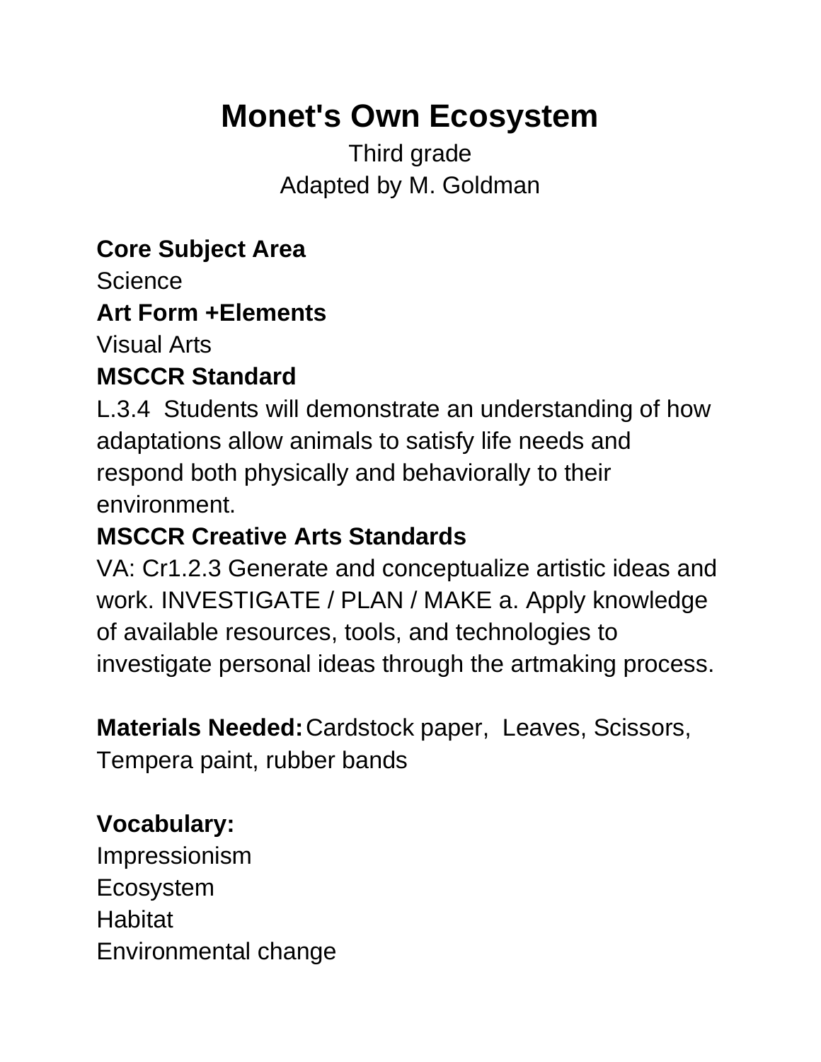# Monet's Own Ecosystem

Third grade
Adapted by M. Goldman

**Core Subject Area**
Science

**Art Form +Elements**
Visual Arts

**MSCCR Standard**
L.3.4 Students will demonstrate an understanding of how adaptations allow animals to satisfy life needs and respond both physically and behaviorally to their environment.

**MSCCR Creative Arts Standards**
VA: Cr1.2.3 Generate and conceptualize artistic ideas and work. INVESTIGATE / PLAN / MAKE a. Apply knowledge of available resources, tools, and technologies to investigate personal ideas through the artmaking process.

**Materials Needed:** Cardstock paper, Leaves, Scissors, Tempera paint, rubber bands

**Vocabulary:**
Impressionism
Ecosystem
Habitat
Environmental change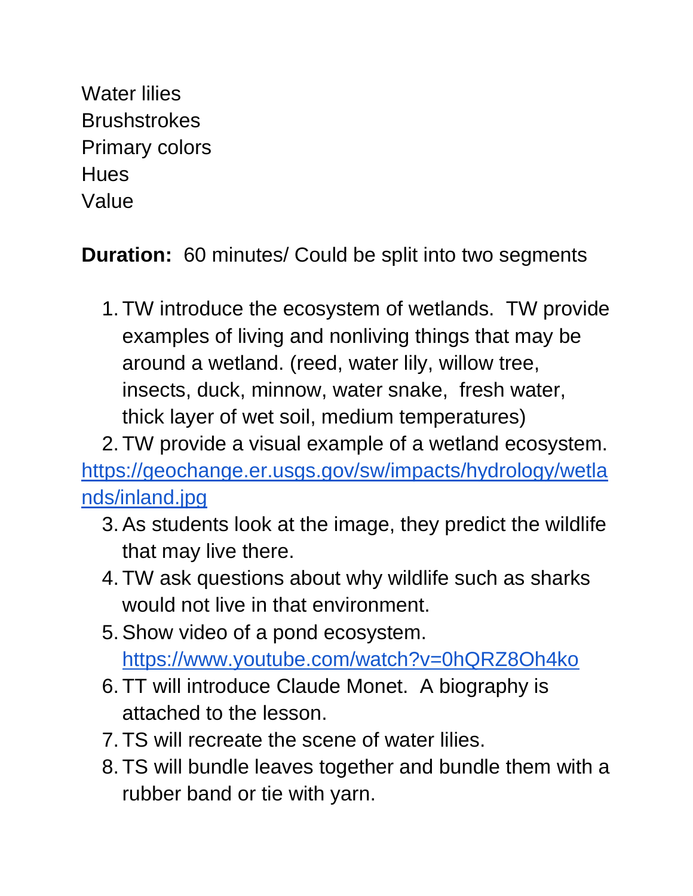Water lilies
Brushstrokes
Primary colors
Hues
Value

**Duration:** 60 minutes/ Could be split into two segments

1. TW introduce the ecosystem of wetlands. TW provide examples of living and nonliving things that may be around a wetland. (reed, water lily, willow tree, insects, duck, minnow, water snake, fresh water, thick layer of wet soil, medium temperatures)
2. TW provide a visual example of a wetland ecosystem. https://geochange.er.usgs.gov/sw/impacts/hydrology/wetlands/inland.jpg
3. As students look at the image, they predict the wildlife that may live there.
4. TW ask questions about why wildlife such as sharks would not live in that environment.
5. Show video of a pond ecosystem. https://www.youtube.com/watch?v=0hQRZ8Oh4ko
6. TT will introduce Claude Monet. A biography is attached to the lesson.
7. TS will recreate the scene of water lilies.
8. TS will bundle leaves together and bundle them with a rubber band or tie with yarn.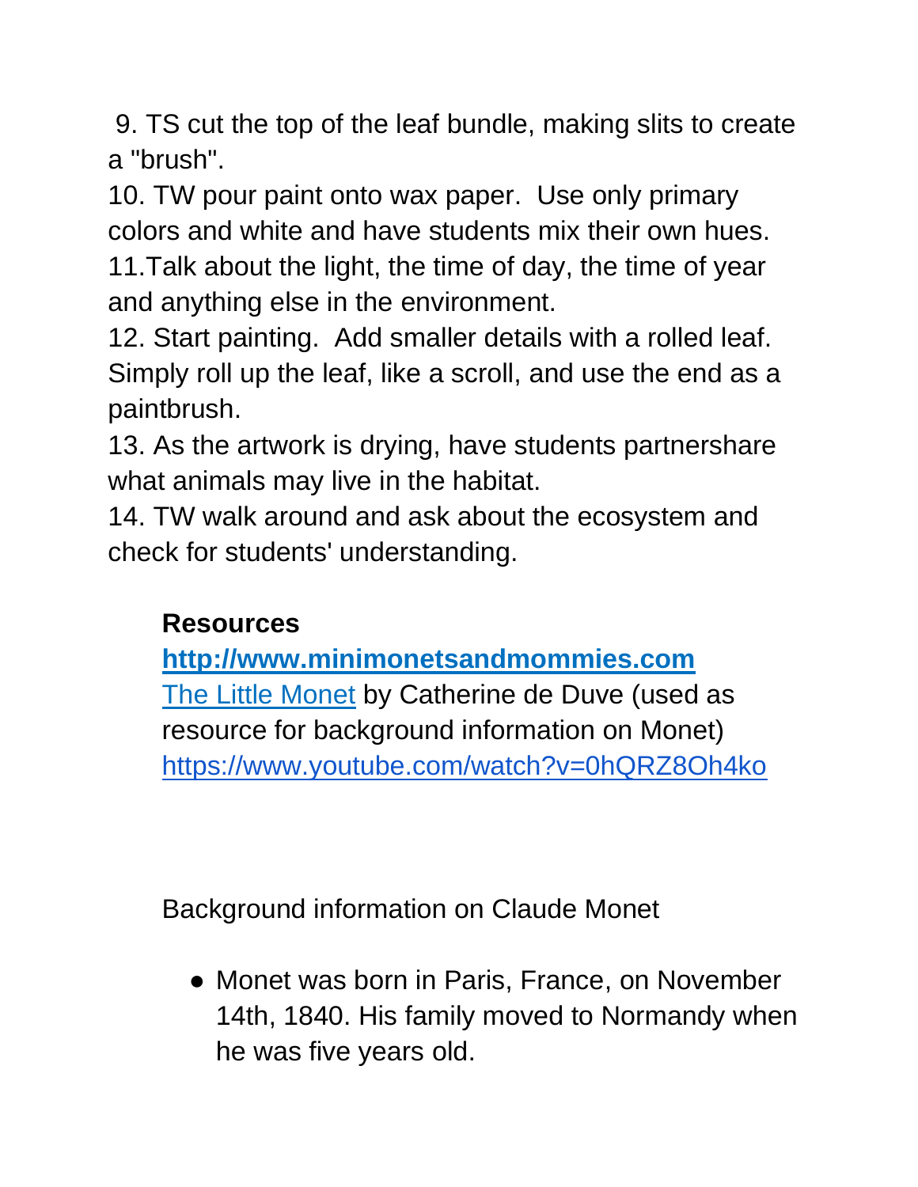9. TS cut the top of the leaf bundle, making slits to create a "brush".
10. TW pour paint onto wax paper. Use only primary colors and white and have students mix their own hues.
11. Talk about the light, the time of day, the time of year and anything else in the environment.
12. Start painting. Add smaller details with a rolled leaf. Simply roll up the leaf, like a scroll, and use the end as a paintbrush.
13. As the artwork is drying, have students partnershare what animals may live in the habitat.
14. TW walk around and ask about the ecosystem and check for students' understanding.

**Resources**

**[http://www.minimonetsandmommies.com](http://www.minimonetsandmommies.com)**

[The Little Monet]() by Catherine de Duve (used as resource for background information on Monet)

[https://www.youtube.com/watch?v=0hQRZ8Oh4ko](https://www.youtube.com/watch?v=0hQRZ8Oh4ko)

Background information on Claude Monet

- Monet was born in Paris, France, on November 14th, 1840. His family moved to Normandy when he was five years old.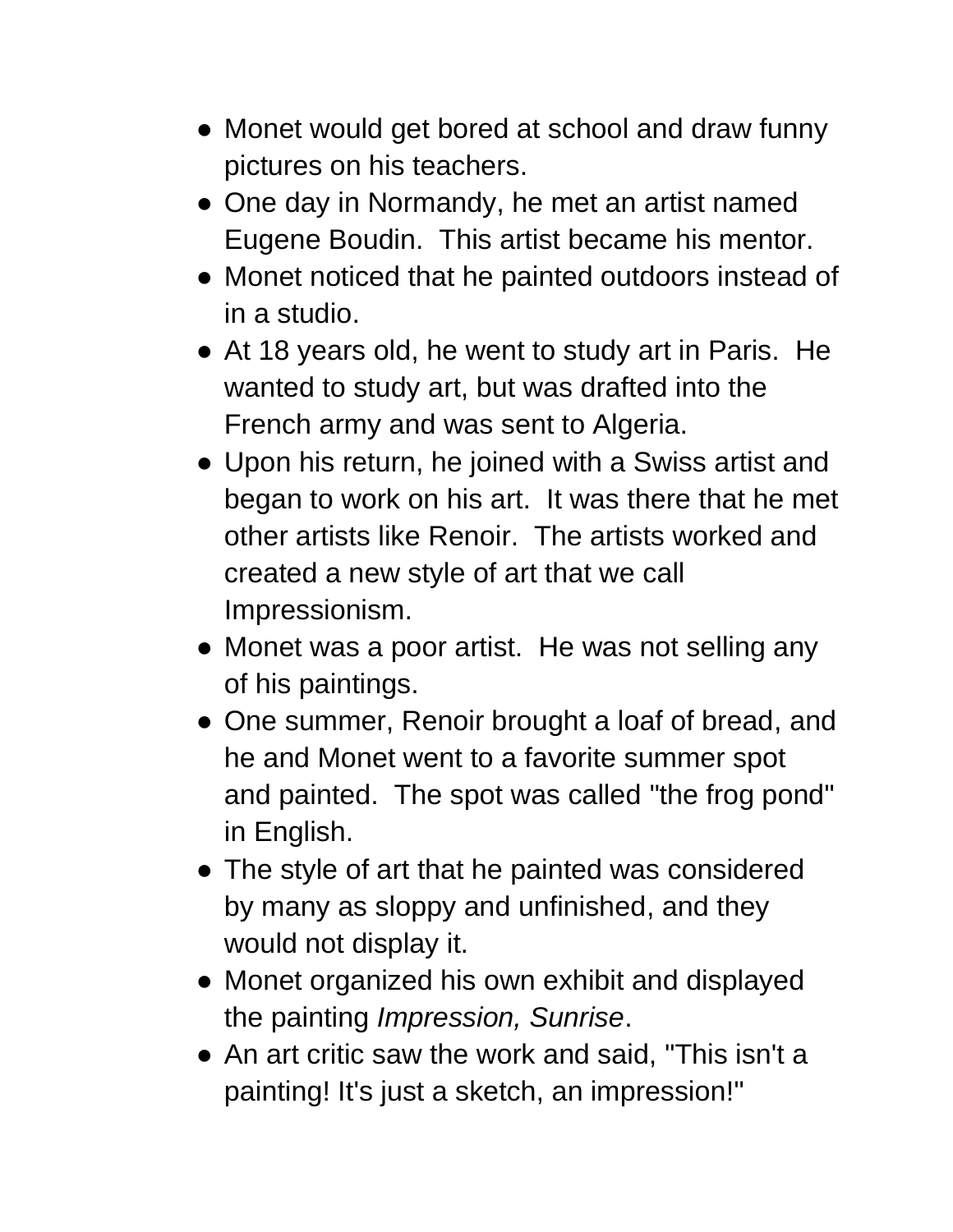- Monet would get bored at school and draw funny pictures on his teachers.
- One day in Normandy, he met an artist named Eugene Boudin.  This artist became his mentor.
- Monet noticed that he painted outdoors instead of in a studio.
- At 18 years old, he went to study art in Paris.  He wanted to study art, but was drafted into the French army and was sent to Algeria.
- Upon his return, he joined with a Swiss artist and began to work on his art.  It was there that he met other artists like Renoir.  The artists worked and created a new style of art that we call Impressionism.
- Monet was a poor artist.  He was not selling any of his paintings.
- One summer, Renoir brought a loaf of bread, and he and Monet went to a favorite summer spot and painted.  The spot was called "the frog pond" in English.
- The style of art that he painted was considered by many as sloppy and unfinished, and they would not display it.
- Monet organized his own exhibit and displayed the painting *Impression, Sunrise*.
- An art critic saw the work and said, "This isn't a painting! It's just a sketch, an impression!"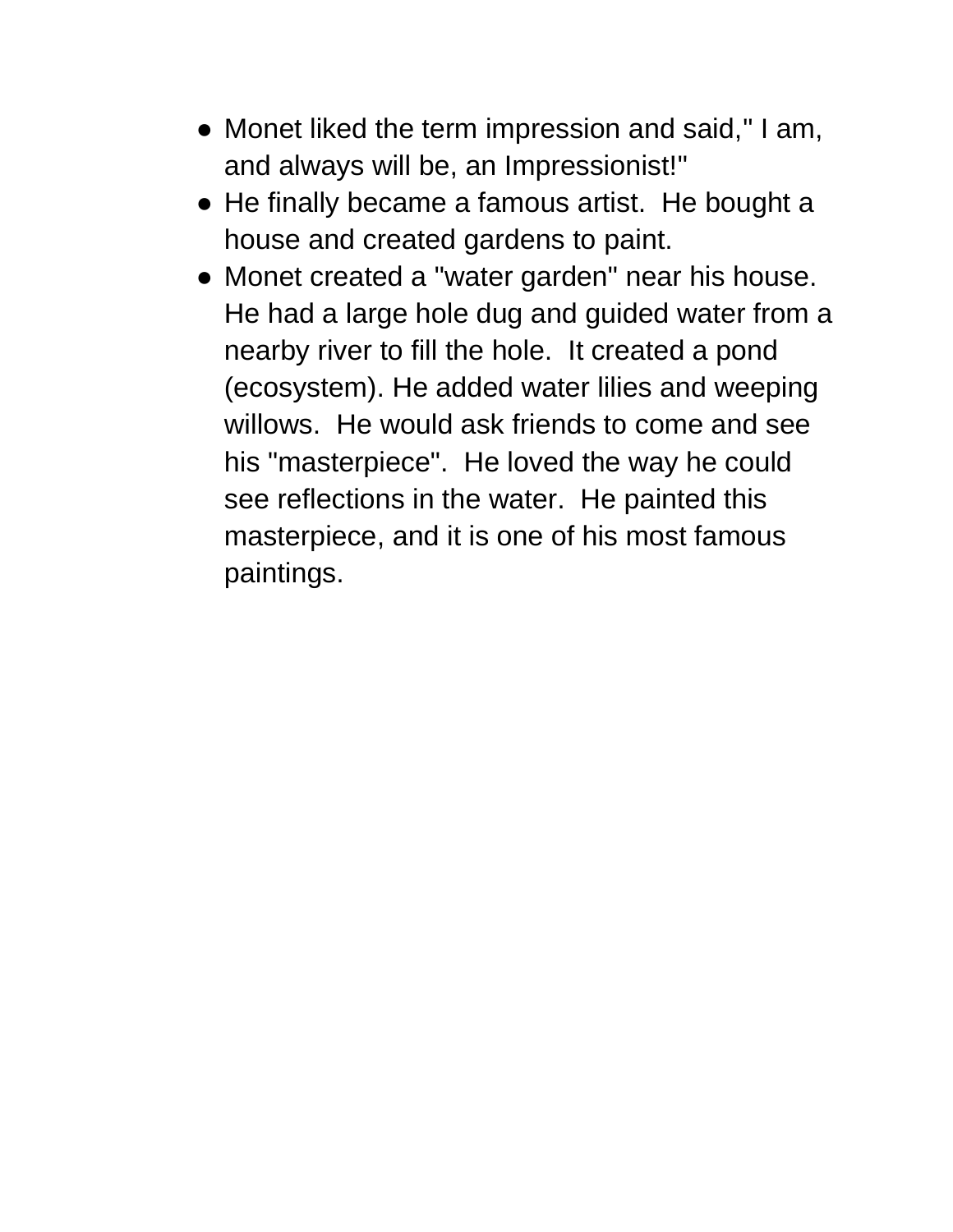- Monet liked the term impression and said," I am, and always will be, an Impressionist!"
- He finally became a famous artist. He bought a house and created gardens to paint.
- Monet created a "water garden" near his house. He had a large hole dug and guided water from a nearby river to fill the hole. It created a pond (ecosystem). He added water lilies and weeping willows. He would ask friends to come and see his "masterpiece". He loved the way he could see reflections in the water. He painted this masterpiece, and it is one of his most famous paintings.